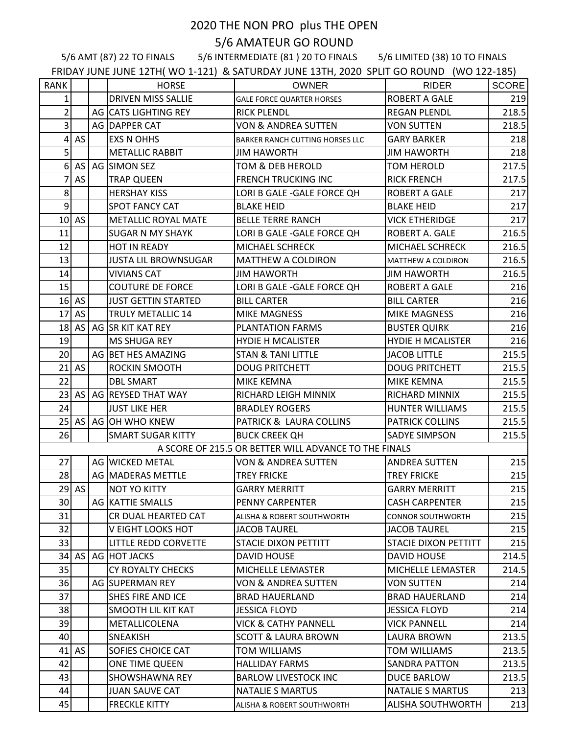# 2020 THE NON PRO plus THE OPEN

## 5/6 AMATEUR GO ROUND

5/6 AMT (87) 22 TO FINALS 5/6 INTERMEDIATE (81 ) 20 TO FINALS 5/6 LIMITED (38) 10 TO FINALS

FRIDAY JUNE JUNE 12TH( WO 1-121) & SATURDAY JUNE 13TH, 2020 SPLIT GO ROUND (WO 122-185)

| RANK | | | HORSE | OWNER | RIDER | SCORE |
|---|---|---|---|---|---|---|
| 1 | | | DRIVEN MISS SALLIE | GALE FORCE QUARTER HORSES | ROBERT A GALE | 219 |
| 2 | | AG | CATS LIGHTING REY | RICK PLENDL | REGAN PLENDL | 218.5 |
| 3 | | AG | DAPPER CAT | VON & ANDREA SUTTEN | VON SUTTEN | 218.5 |
| 4 | AS | | EXS N OHHS | BARKER RANCH CUTTING HORSES LLC | GARY BARKER | 218 |
| 5 | | | METALLIC RABBIT | JIM HAWORTH | JIM HAWORTH | 218 |
| 6 | AS | AG | SIMON SEZ | TOM & DEB HEROLD | TOM HEROLD | 217.5 |
| 7 | AS | | TRAP QUEEN | FRENCH TRUCKING INC | RICK FRENCH | 217.5 |
| 8 | | | HERSHAY KISS | LORI B GALE -GALE FORCE QH | ROBERT A GALE | 217 |
| 9 | | | SPOT FANCY CAT | BLAKE HEID | BLAKE HEID | 217 |
| 10 | AS | | METALLIC ROYAL MATE | BELLE TERRE RANCH | VICK ETHERIDGE | 217 |
| 11 | | | SUGAR N MY SHAYK | LORI B GALE -GALE FORCE QH | ROBERT A. GALE | 216.5 |
| 12 | | | HOT IN READY | MICHAEL SCHRECK | MICHAEL SCHRECK | 216.5 |
| 13 | | | JUSTA LIL BROWNSUGAR | MATTHEW A COLDIRON | MATTHEW A COLDIRON | 216.5 |
| 14 | | | VIVIANS CAT | JIM HAWORTH | JIM HAWORTH | 216.5 |
| 15 | | | COUTURE DE FORCE | LORI B GALE -GALE FORCE QH | ROBERT A GALE | 216 |
| 16 | AS | | JUST GETTIN STARTED | BILL CARTER | BILL CARTER | 216 |
| 17 | AS | | TRULY METALLIC 14 | MIKE MAGNESS | MIKE MAGNESS | 216 |
| 18 | AS | AG | SR KIT KAT REY | PLANTATION FARMS | BUSTER QUIRK | 216 |
| 19 | | | MS SHUGA REY | HYDIE H MCALISTER | HYDIE H MCALISTER | 216 |
| 20 | | AG | BET HES AMAZING | STAN & TANI LITTLE | JACOB LITTLE | 215.5 |
| 21 | AS | | ROCKIN SMOOTH | DOUG PRITCHETT | DOUG PRITCHETT | 215.5 |
| 22 | | | DBL SMART | MIKE KEMNA | MIKE KEMNA | 215.5 |
| 23 | AS | AG | REYSED THAT WAY | RICHARD LEIGH MINNIX | RICHARD MINNIX | 215.5 |
| 24 | | | JUST LIKE HER | BRADLEY ROGERS | HUNTER WILLIAMS | 215.5 |
| 25 | AS | AG | OH WHO KNEW | PATRICK & LAURA COLLINS | PATRICK COLLINS | 215.5 |
| 26 | | | SMART SUGAR KITTY | BUCK CREEK QH | SADYE SIMPSON | 215.5 |
| A SCORE OF 215.5 OR BETTER WILL ADVANCE TO THE FINALS | | | | | | |
| 27 | | AG | WICKED METAL | VON & ANDREA SUTTEN | ANDREA SUTTEN | 215 |
| 28 | | AG | MADERAS METTLE | TREY FRICKE | TREY FRICKE | 215 |
| 29 | AS | | NOT YO KITTY | GARRY MERRITT | GARRY MERRITT | 215 |
| 30 | | AG | KATTIE SMALLS | PENNY CARPENTER | CASH CARPENTER | 215 |
| 31 | | | CR DUAL HEARTED CAT | ALISHA & ROBERT SOUTHWORTH | CONNOR SOUTHWORTH | 215 |
| 32 | | | V EIGHT LOOKS HOT | JACOB TAUREL | JACOB TAUREL | 215 |
| 33 | | | LITTLE REDD CORVETTE | STACIE DIXON PETTITT | STACIE DIXON PETTITT | 215 |
| 34 | AS | AG | HOT JACKS | DAVID HOUSE | DAVID HOUSE | 214.5 |
| 35 | | | CY ROYALTY CHECKS | MICHELLE LEMASTER | MICHELLE LEMASTER | 214.5 |
| 36 | | AG | SUPERMAN REY | VON & ANDREA SUTTEN | VON SUTTEN | 214 |
| 37 | | | SHES FIRE AND ICE | BRAD HAUERLAND | BRAD HAUERLAND | 214 |
| 38 | | | SMOOTH LIL KIT KAT | JESSICA FLOYD | JESSICA FLOYD | 214 |
| 39 | | | METALLICOLENA | VICK & CATHY PANNELL | VICK PANNELL | 214 |
| 40 | | | SNEAKISH | SCOTT & LAURA BROWN | LAURA BROWN | 213.5 |
| 41 | AS | | SOFIES CHOICE CAT | TOM WILLIAMS | TOM WILLIAMS | 213.5 |
| 42 | | | ONE TIME QUEEN | HALLIDAY FARMS | SANDRA PATTON | 213.5 |
| 43 | | | SHOWSHAWNA REY | BARLOW LIVESTOCK INC | DUCE BARLOW | 213.5 |
| 44 | | | JUAN SAUVE CAT | NATALIE S MARTUS | NATALIE S MARTUS | 213 |
| 45 | | | FRECKLE KITTY | ALISHA & ROBERT SOUTHWORTH | ALISHA SOUTHWORTH | 213 |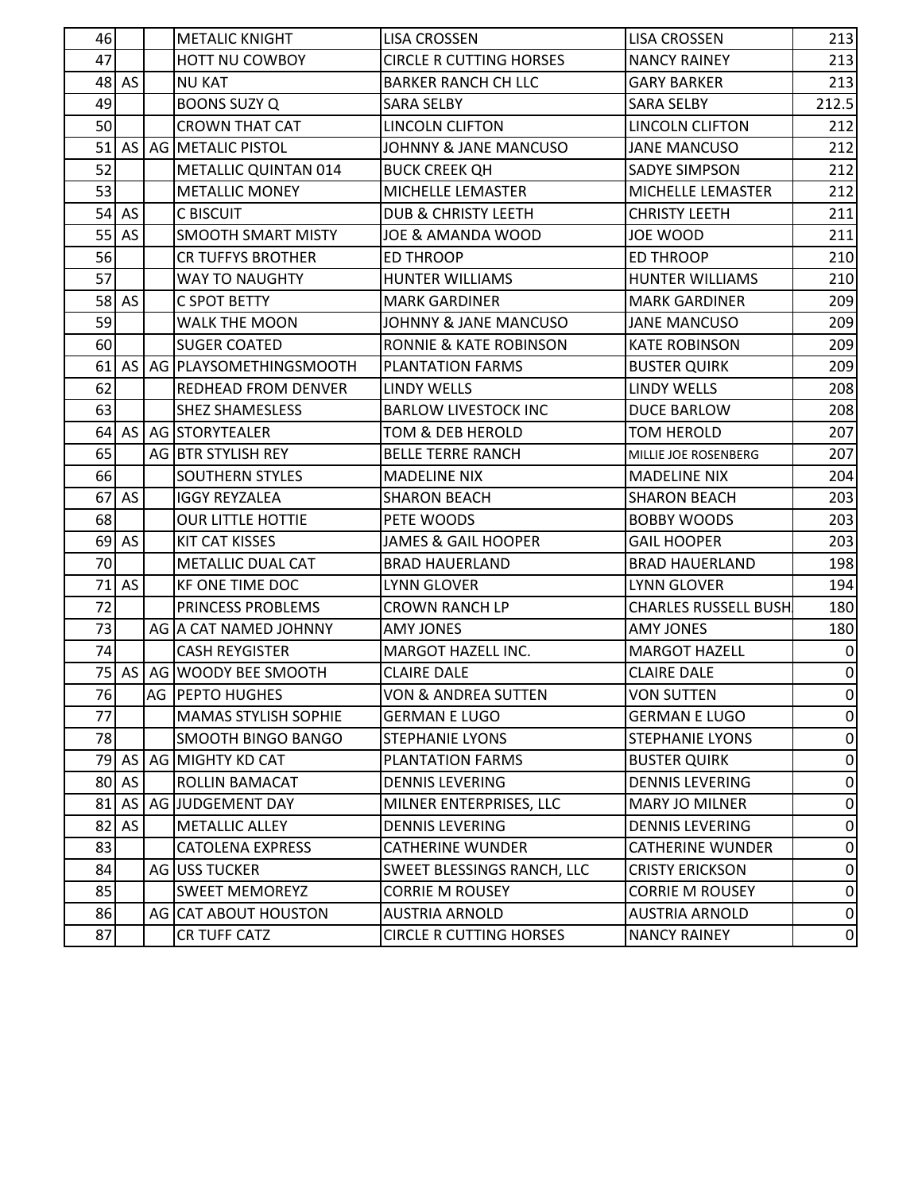| | | | | | | |
|---|---|---|---|---|---|---|
| 46 | | | METALIC KNIGHT | LISA CROSSEN | LISA CROSSEN | 213 |
| 47 | | | HOTT NU COWBOY | CIRCLE R CUTTING HORSES | NANCY RAINEY | 213 |
| 48 | AS | | NU KAT | BARKER RANCH CH LLC | GARY BARKER | 213 |
| 49 | | | BOONS SUZY Q | SARA SELBY | SARA SELBY | 212.5 |
| 50 | | | CROWN THAT CAT | LINCOLN CLIFTON | LINCOLN CLIFTON | 212 |
| 51 | AS | AG | METALIC PISTOL | JOHNNY & JANE MANCUSO | JANE MANCUSO | 212 |
| 52 | | | METALLIC QUINTAN 014 | BUCK CREEK QH | SADYE SIMPSON | 212 |
| 53 | | | METALLIC MONEY | MICHELLE LEMASTER | MICHELLE LEMASTER | 212 |
| 54 | AS | | C BISCUIT | DUB & CHRISTY LEETH | CHRISTY LEETH | 211 |
| 55 | AS | | SMOOTH SMART MISTY | JOE & AMANDA WOOD | JOE WOOD | 211 |
| 56 | | | CR TUFFYS BROTHER | ED THROOP | ED THROOP | 210 |
| 57 | | | WAY TO NAUGHTY | HUNTER WILLIAMS | HUNTER WILLIAMS | 210 |
| 58 | AS | | C SPOT BETTY | MARK GARDINER | MARK GARDINER | 209 |
| 59 | | | WALK THE MOON | JOHNNY & JANE MANCUSO | JANE MANCUSO | 209 |
| 60 | | | SUGER COATED | RONNIE & KATE ROBINSON | KATE ROBINSON | 209 |
| 61 | AS | AG | PLAYSOMETHINGSMOOTH | PLANTATION FARMS | BUSTER QUIRK | 209 |
| 62 | | | REDHEAD FROM DENVER | LINDY WELLS | LINDY WELLS | 208 |
| 63 | | | SHEZ SHAMESLESS | BARLOW LIVESTOCK INC | DUCE BARLOW | 208 |
| 64 | AS | AG | STORYTEALER | TOM & DEB HEROLD | TOM HEROLD | 207 |
| 65 | | AG | BTR STYLISH REY | BELLE TERRE RANCH | MILLIE JOE ROSENBERG | 207 |
| 66 | | | SOUTHERN STYLES | MADELINE NIX | MADELINE NIX | 204 |
| 67 | AS | | IGGY REYZALEA | SHARON BEACH | SHARON BEACH | 203 |
| 68 | | | OUR LITTLE HOTTIE | PETE WOODS | BOBBY WOODS | 203 |
| 69 | AS | | KIT CAT KISSES | JAMES & GAIL HOOPER | GAIL HOOPER | 203 |
| 70 | | | METALLIC DUAL CAT | BRAD HAUERLAND | BRAD HAUERLAND | 198 |
| 71 | AS | | KF ONE TIME DOC | LYNN GLOVER | LYNN GLOVER | 194 |
| 72 | | | PRINCESS PROBLEMS | CROWN RANCH LP | CHARLES RUSSELL BUSH | 180 |
| 73 | | AG | A CAT NAMED JOHNNY | AMY JONES | AMY JONES | 180 |
| 74 | | | CASH REYGISTER | MARGOT HAZELL INC. | MARGOT HAZELL | 0 |
| 75 | AS | AG | WOODY BEE SMOOTH | CLAIRE DALE | CLAIRE DALE | 0 |
| 76 | | AG | PEPTO HUGHES | VON & ANDREA SUTTEN | VON SUTTEN | 0 |
| 77 | | | MAMAS STYLISH SOPHIE | GERMAN E LUGO | GERMAN E LUGO | 0 |
| 78 | | | SMOOTH BINGO BANGO | STEPHANIE LYONS | STEPHANIE LYONS | 0 |
| 79 | AS | AG | MIGHTY KD CAT | PLANTATION FARMS | BUSTER QUIRK | 0 |
| 80 | AS | | ROLLIN BAMACAT | DENNIS LEVERING | DENNIS LEVERING | 0 |
| 81 | AS | AG | JUDGEMENT DAY | MILNER ENTERPRISES, LLC | MARY JO MILNER | 0 |
| 82 | AS | | METALLIC ALLEY | DENNIS LEVERING | DENNIS LEVERING | 0 |
| 83 | | | CATOLENA EXPRESS | CATHERINE WUNDER | CATHERINE WUNDER | 0 |
| 84 | | AG | USS TUCKER | SWEET BLESSINGS RANCH, LLC | CRISTY ERICKSON | 0 |
| 85 | | | SWEET MEMOREYZ | CORRIE M ROUSEY | CORRIE M ROUSEY | 0 |
| 86 | | AG | CAT ABOUT HOUSTON | AUSTRIA ARNOLD | AUSTRIA ARNOLD | 0 |
| 87 | | | CR TUFF CATZ | CIRCLE R CUTTING HORSES | NANCY RAINEY | 0 |